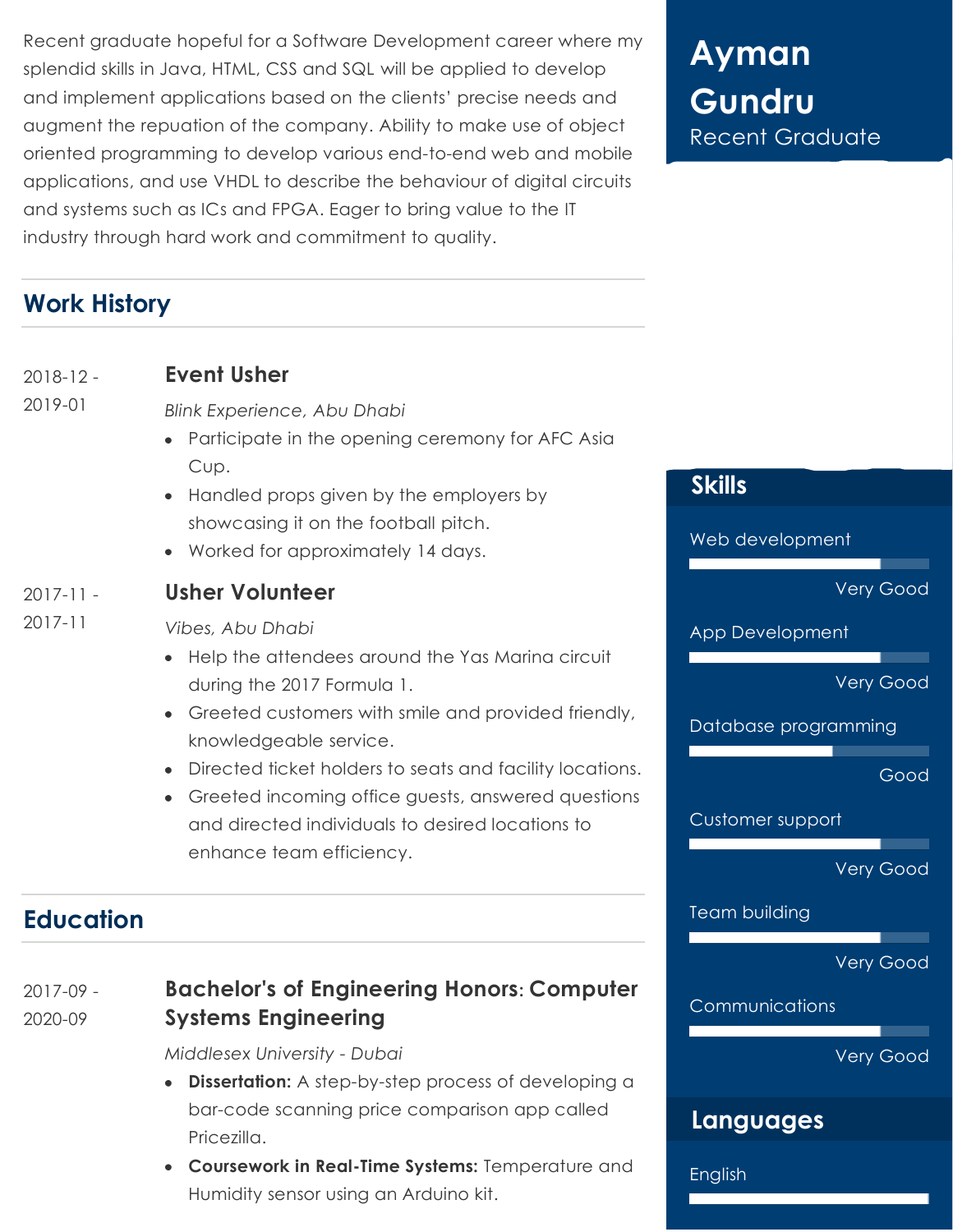# Ayman Gundru

Recent Graduate

Recent graduate hopeful for a Software Development career where my splendid skills in Java, HTML, CSS and SQL will be applied to develop and implement applications based on the clients' precise needs and augment the repuation of the company. Ability to make use of object oriented programming to develop various end-to-end web and mobile applications, and use VHDL to describe the behaviour of digital circuits and systems such as ICs and FPGA. Eager to bring value to the IT industry through hard work and commitment to quality.

## Work History

**2018-12 - 2019-01**

### Event Usher

*Blink Experience, Abu Dhabi*

- Participate in the opening ceremony for AFC Asia Cup.
- Handled props given by the employers by showcasing it on the football pitch.
- Worked for approximately 14 days.

**2017-11 - 2017-11**

### Usher Volunteer

*Vibes, Abu Dhabi*

- Help the attendees around the Yas Marina circuit during the 2017 Formula 1.
- Greeted customers with smile and provided friendly, knowledgeable service.
- Directed ticket holders to seats and facility locations.
- Greeted incoming office guests, answered questions and directed individuals to desired locations to enhance team efficiency.

## Education

**2017-09 - 2020-09**

### Bachelor's of Engineering Honors: Computer Systems Engineering

*Middlesex University - Dubai*

- **Dissertation:** A step-by-step process of developing a bar-code scanning price comparison app called Pricezilla.
- **Coursework in Real-Time Systems:** Temperature and Humidity sensor using an Arduino kit.

## Skills

- Web development — Very Good
- App Development — Very Good
- Database programming — Good
- Customer support — Very Good
- Team building — Very Good
- Communications — Very Good

## Languages

- English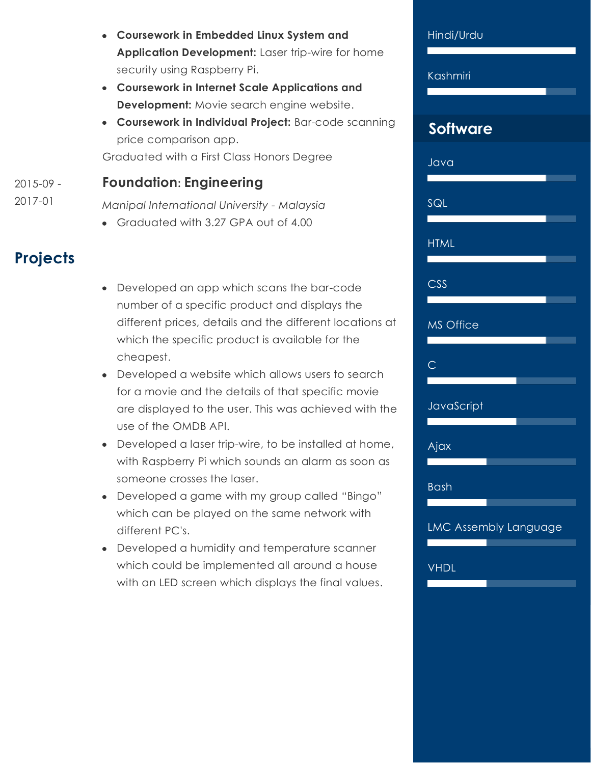- **Coursework in Embedded Linux System and Application Development:** Laser trip-wire for home security using Raspberry Pi.
- **Coursework in Internet Scale Applications and Development:** Movie search engine website.
- **Coursework in Individual Project:** Bar-code scanning price comparison app.

Graduated with a First Class Honors Degree

2015-09 - 2017-01

### Foundation: Engineering

*Manipal International University - Malaysia*

- Graduated with 3.27 GPA out of 4.00

## Projects

- Developed an app which scans the bar-code number of a specific product and displays the different prices, details and the different locations at which the specific product is available for the cheapest.
- Developed a website which allows users to search for a movie and the details of that specific movie are displayed to the user. This was achieved with the use of the OMDB API.
- Developed a laser trip-wire, to be installed at home, with Raspberry Pi which sounds an alarm as soon as someone crosses the laser.
- Developed a game with my group called "Bingo" which can be played on the same network with different PC's.
- Developed a humidity and temperature scanner which could be implemented all around a house with an LED screen which displays the final values.

Hindi/Urdu

Kashmiri

## Software

Java

SQL

HTML

CSS

MS Office

C

JavaScript

Ajax

Bash

LMC Assembly Language

VHDL